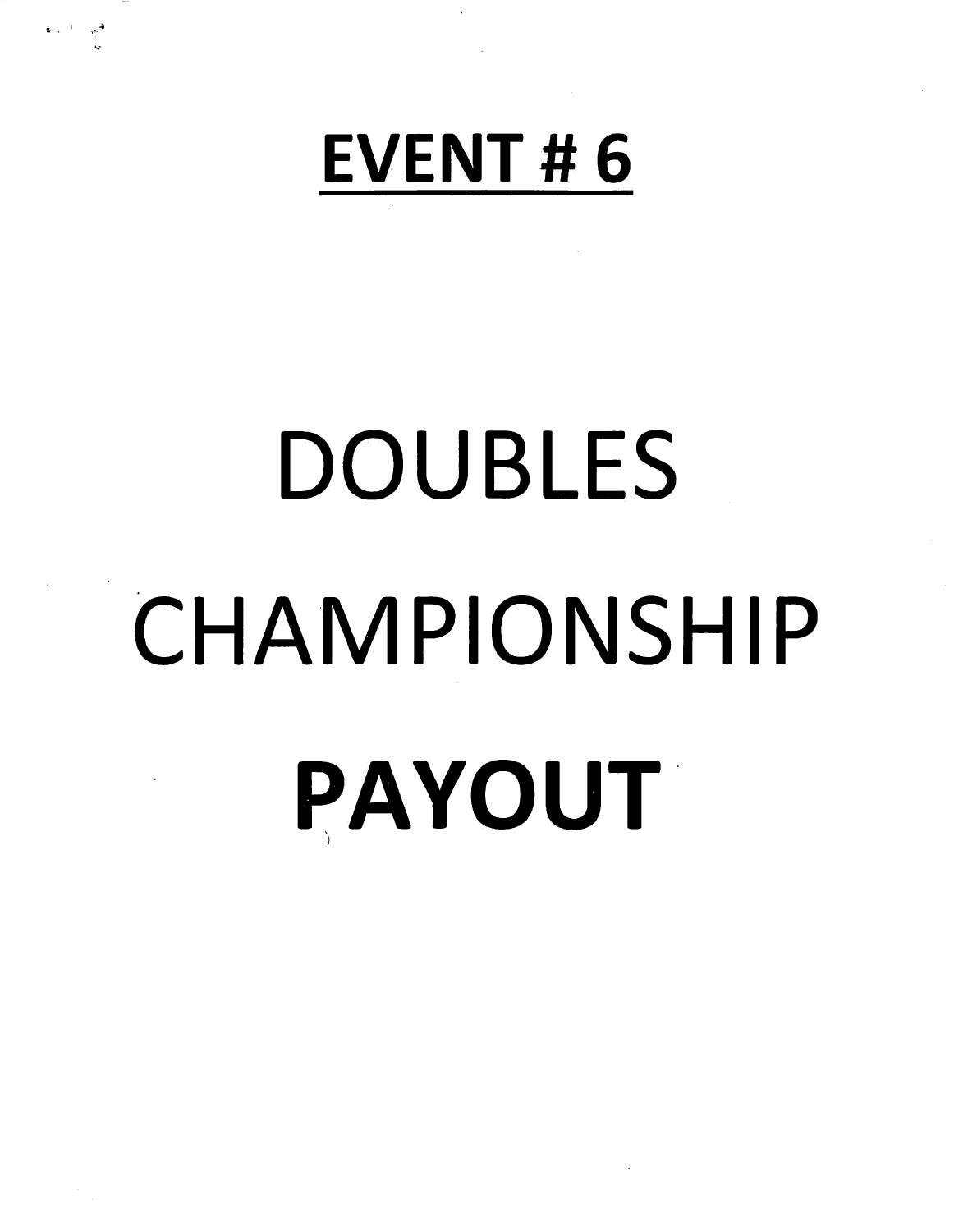# EVENT # 6

# DOUBLES

# CHAMPIONSHIP

# **PAYOUT**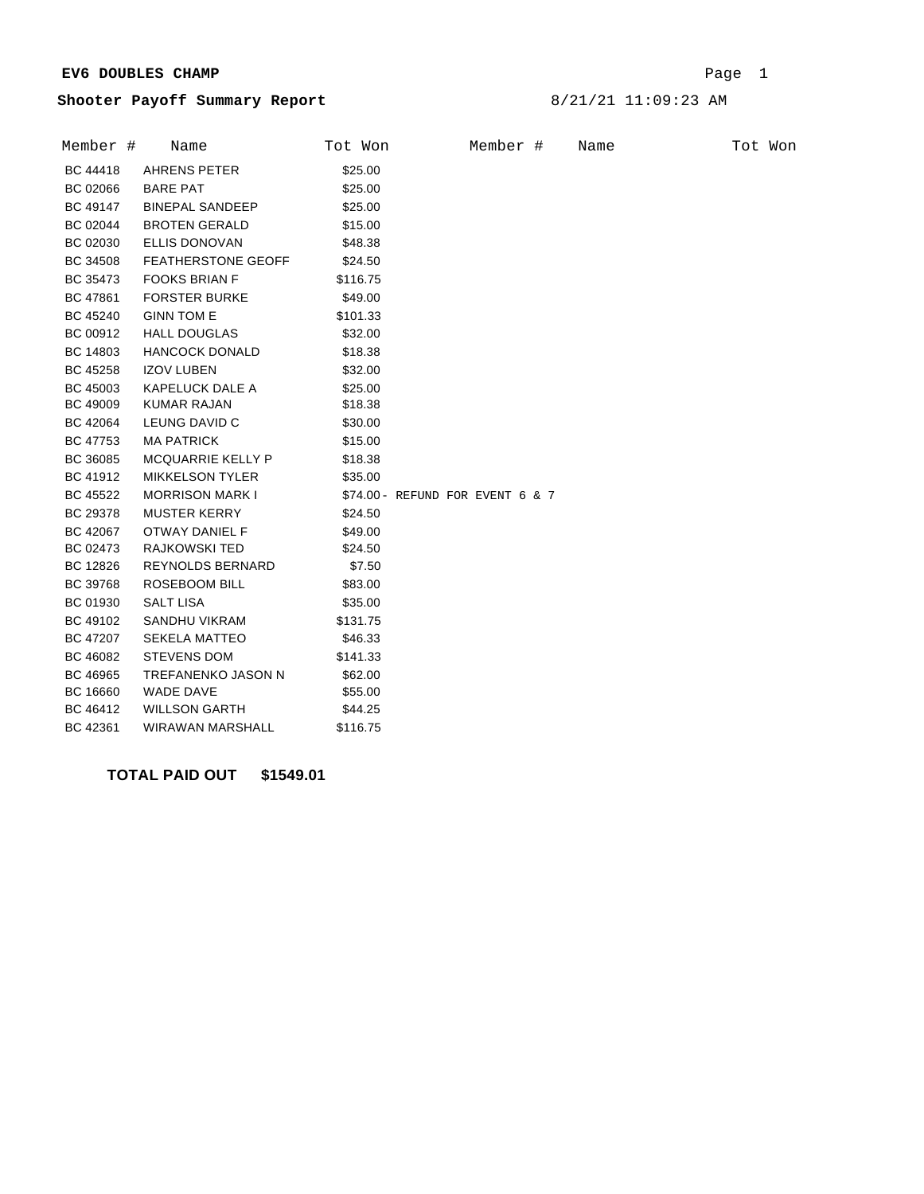**EV6 DOUBLES CHAMP**

**Shooter Payoff Summary Report** 8/21/21 11:09:23 AM

| Member # | Name | Tot Won | Member # | Name | Tot Won |
|---|---|---|---|---|---|
| BC 44418 | AHRENS PETER | $25.00 | | | |
| BC 02066 | BARE PAT | $25.00 | | | |
| BC 49147 | BINEPAL SANDEEP | $25.00 | | | |
| BC 02044 | BROTEN GERALD | $15.00 | | | |
| BC 02030 | ELLIS DONOVAN | $48.38 | | | |
| BC 34508 | FEATHERSTONE GEOFF | $24.50 | | | |
| BC 35473 | FOOKS BRIAN F | $116.75 | | | |
| BC 47861 | FORSTER BURKE | $49.00 | | | |
| BC 45240 | GINN TOM E | $101.33 | | | |
| BC 00912 | HALL DOUGLAS | $32.00 | | | |
| BC 14803 | HANCOCK DONALD | $18.38 | | | |
| BC 45258 | IZOV LUBEN | $32.00 | | | |
| BC 45003 | KAPELUCK DALE A | $25.00 | | | |
| BC 49009 | KUMAR RAJAN | $18.38 | | | |
| BC 42064 | LEUNG DAVID C | $30.00 | | | |
| BC 47753 | MA PATRICK | $15.00 | | | |
| BC 36085 | MCQUARRIE KELLY P | $18.38 | | | |
| BC 41912 | MIKKELSON TYLER | $35.00 | | | |
| BC 45522 | MORRISON MARK I | $74.00 - REFUND FOR EVENT 6 & 7 | | | |
| BC 29378 | MUSTER KERRY | $24.50 | | | |
| BC 42067 | OTWAY DANIEL F | $49.00 | | | |
| BC 02473 | RAJKOWSKI TED | $24.50 | | | |
| BC 12826 | REYNOLDS BERNARD | $7.50 | | | |
| BC 39768 | ROSEBOOM BILL | $83.00 | | | |
| BC 01930 | SALT LISA | $35.00 | | | |
| BC 49102 | SANDHU VIKRAM | $131.75 | | | |
| BC 47207 | SEKELA MATTEO | $46.33 | | | |
| BC 46082 | STEVENS DOM | $141.33 | | | |
| BC 46965 | TREFANENKO JASON N | $62.00 | | | |
| BC 16660 | WADE DAVE | $55.00 | | | |
| BC 46412 | WILLSON GARTH | $44.25 | | | |
| BC 42361 | WIRAWAN MARSHALL | $116.75 | | | |

**TOTAL PAID OUT $1549.01**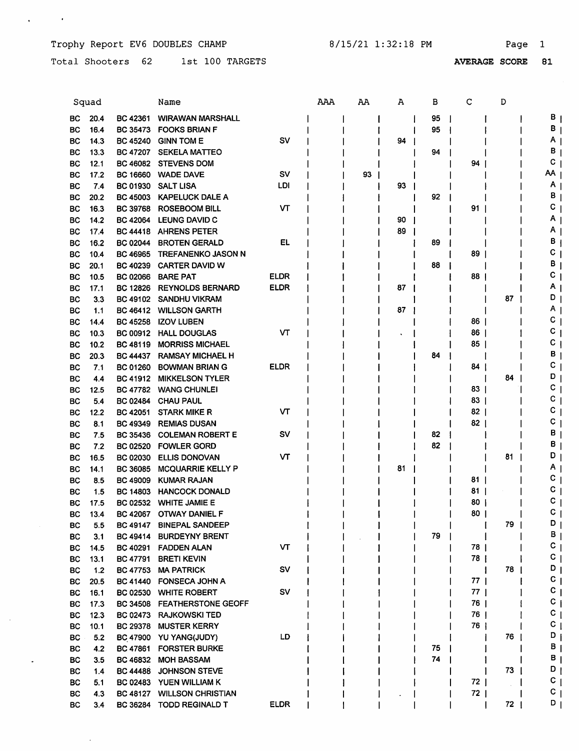Trophy Report EV6 DOUBLES CHAMP　　8/15/21 1:32:18 PM　　Page 1

Total Shooters 62　　1st 100 TARGETS　　**AVERAGE SCORE 81**

| Squad | | | Name | | AAA | AA | A | B | C | D | |
|---|---|---|---|---|---|---|---|---|---|---|---|
| BC | 20.4 | BC 42361 | WIRAWAN MARSHALL | | | | | 95 | | | B |
| BC | 16.4 | BC 35473 | FOOKS BRIAN F | | | | | 95 | | | B |
| BC | 14.3 | BC 45240 | GINN TOM E | SV | | | 94 | | | | A |
| BC | 13.3 | BC 47207 | SEKELA MATTEO | | | | | 94 | | | B |
| BC | 12.1 | BC 46082 | STEVENS DOM | | | | | | 94 | | C |
| BC | 17.2 | BC 16660 | WADE DAVE | SV | | 93 | | | | | AA |
| BC | 7.4 | BC 01930 | SALT LISA | LDI | | | 93 | | | | A |
| BC | 20.2 | BC 45003 | KAPELUCK DALE A | | | | | 92 | | | B |
| BC | 16.3 | BC 39768 | ROSEBOOM BILL | VT | | | | | 91 | | C |
| BC | 14.2 | BC 42064 | LEUNG DAVID C | | | | 90 | | | | A |
| BC | 17.4 | BC 44418 | AHRENS PETER | | | | 89 | | | | A |
| BC | 16.2 | BC 02044 | BROTEN GERALD | EL | | | | 89 | | | B |
| BC | 10.4 | BC 46965 | TREFANENKO JASON N | | | | | | 89 | | C |
| BC | 20.1 | BC 40239 | CARTER DAVID W | | | | | 88 | | | B |
| BC | 10.5 | BC 02066 | BARE PAT | ELDR | | | | | 88 | | C |
| BC | 17.1 | BC 12826 | REYNOLDS BERNARD | ELDR | | | 87 | | | | A |
| BC | 3.3 | BC 49102 | SANDHU VIKRAM | | | | | | | 87 | D |
| BC | 1.1 | BC 46412 | WILLSON GARTH | | | | 87 | | | | A |
| BC | 14.4 | BC 45258 | IZOV LUBEN | | | | | | 86 | | C |
| BC | 10.3 | BC 00912 | HALL DOUGLAS | VT | | | | | 86 | | C |
| BC | 10.2 | BC 48119 | MORRISS MICHAEL | | | | | | 85 | | C |
| BC | 20.3 | BC 44437 | RAMSAY MICHAEL H | | | | | 84 | | | B |
| BC | 7.1 | BC 01260 | BOWMAN BRIAN G | ELDR | | | | | 84 | | C |
| BC | 4.4 | BC 41912 | MIKKELSON TYLER | | | | | | | 84 | D |
| BC | 12.5 | BC 47782 | WANG CHUNLEI | | | | | | 83 | | C |
| BC | 5.4 | BC 02484 | CHAU PAUL | | | | | | 83 | | C |
| BC | 12.2 | BC 42051 | STARK MIKE R | VT | | | | | 82 | | C |
| BC | 8.1 | BC 49349 | REMIAS DUSAN | | | | | | 82 | | C |
| BC | 7.5 | BC 35436 | COLEMAN ROBERT E | SV | | | | 82 | | | B |
| BC | 7.2 | BC 02520 | FOWLER GORD | | | | | 82 | | | B |
| BC | 16.5 | BC 02030 | ELLIS DONOVAN | VT | | | | | | 81 | D |
| BC | 14.1 | BC 36085 | MCQUARRIE KELLY P | | | | 81 | | | | A |
| BC | 8.5 | BC 49009 | KUMAR RAJAN | | | | | | 81 | | C |
| BC | 1.5 | BC 14803 | HANCOCK DONALD | | | | | | 81 | | C |
| BC | 17.5 | BC 02532 | WHITE JAMIE E | | | | | | 80 | | C |
| BC | 13.4 | BC 42067 | OTWAY DANIEL F | | | | | | 80 | | C |
| BC | 5.5 | BC 49147 | BINEPAL SANDEEP | | | | | | | 79 | D |
| BC | 3.1 | BC 49414 | BURDEYNY BRENT | | | | | 79 | | | B |
| BC | 14.5 | BC 40291 | FADDEN ALAN | VT | | | | | 78 | | C |
| BC | 13.1 | BC 47791 | BRETI KEVIN | | | | | | 78 | | C |
| BC | 1.2 | BC 47753 | MA PATRICK | SV | | | | | | 78 | D |
| BC | 20.5 | BC 41440 | FONSECA JOHN A | | | | | | 77 | | C |
| BC | 16.1 | BC 02530 | WHITE ROBERT | SV | | | | | 77 | | C |
| BC | 17.3 | BC 34508 | FEATHERSTONE GEOFF | | | | | | 76 | | C |
| BC | 12.3 | BC 02473 | RAJKOWSKI TED | | | | | | 76 | | C |
| BC | 10.1 | BC 29378 | MUSTER KERRY | | | | | | 76 | | C |
| BC | 5.2 | BC 47900 | YU YANG(JUDY) | LD | | | | | | 76 | D |
| BC | 4.2 | BC 47861 | FORSTER BURKE | | | | | 75 | | | B |
| BC | 3.5 | BC 46832 | MOH BASSAM | | | | | 74 | | | B |
| BC | 1.4 | BC 44488 | JOHNSON STEVE | | | | | | | 73 | D |
| BC | 5.1 | BC 02483 | YUEN WILLIAM K | | | | | | 72 | | C |
| BC | 4.3 | BC 48127 | WILLSON CHRISTIAN | | | | | | 72 | | C |
| BC | 3.4 | BC 36284 | TODD REGINALD T | ELDR | | | | | | 72 | D |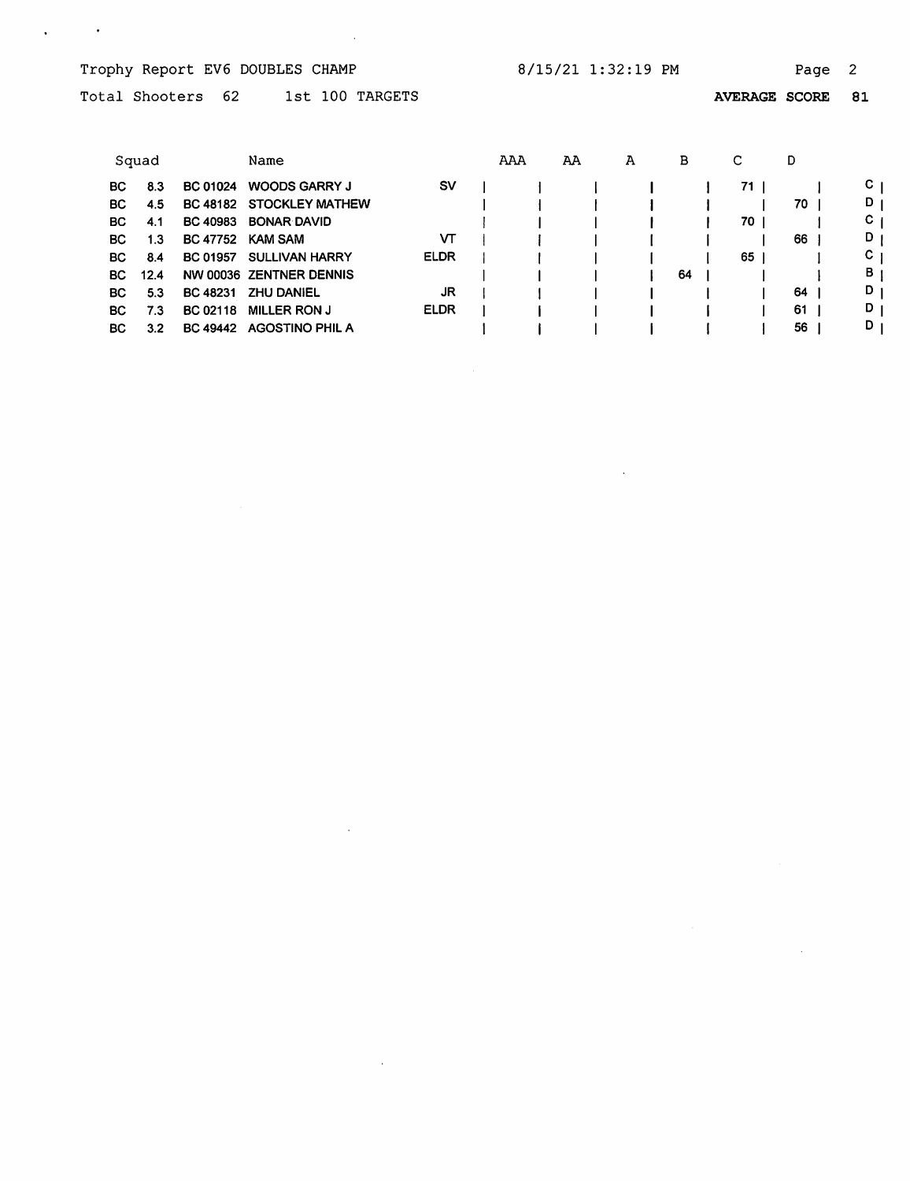Trophy Report EV6 DOUBLES CHAMP

8/15/21 1:32:19 PM

Total Shooters 62 1st 100 TARGETS

**AVERAGE SCORE 81**

| Squad | | | Name | | AAA | AA | A | B | C | D | |
|---|---|---|---|---|---|---|---|---|---|---|---|
| BC | 8.3 | BC 01024 | WOODS GARRY J | SV | | | | | 71 | | C |
| BC | 4.5 | BC 48182 | STOCKLEY MATHEW | | | | | | | 70 | D |
| BC | 4.1 | BC 40983 | BONAR DAVID | | | | | | 70 | | C |
| BC | 1.3 | BC 47752 | KAM SAM | VT | | | | | | 66 | D |
| BC | 8.4 | BC 01957 | SULLIVAN HARRY | ELDR | | | | | 65 | | C |
| BC | 12.4 | NW 00036 | ZENTNER DENNIS | | | | | 64 | | | B |
| BC | 5.3 | BC 48231 | ZHU DANIEL | JR | | | | | | 64 | D |
| BC | 7.3 | BC 02118 | MILLER RON J | ELDR | | | | | | 61 | D |
| BC | 3.2 | BC 49442 | AGOSTINO PHIL A | | | | | | | 56 | D |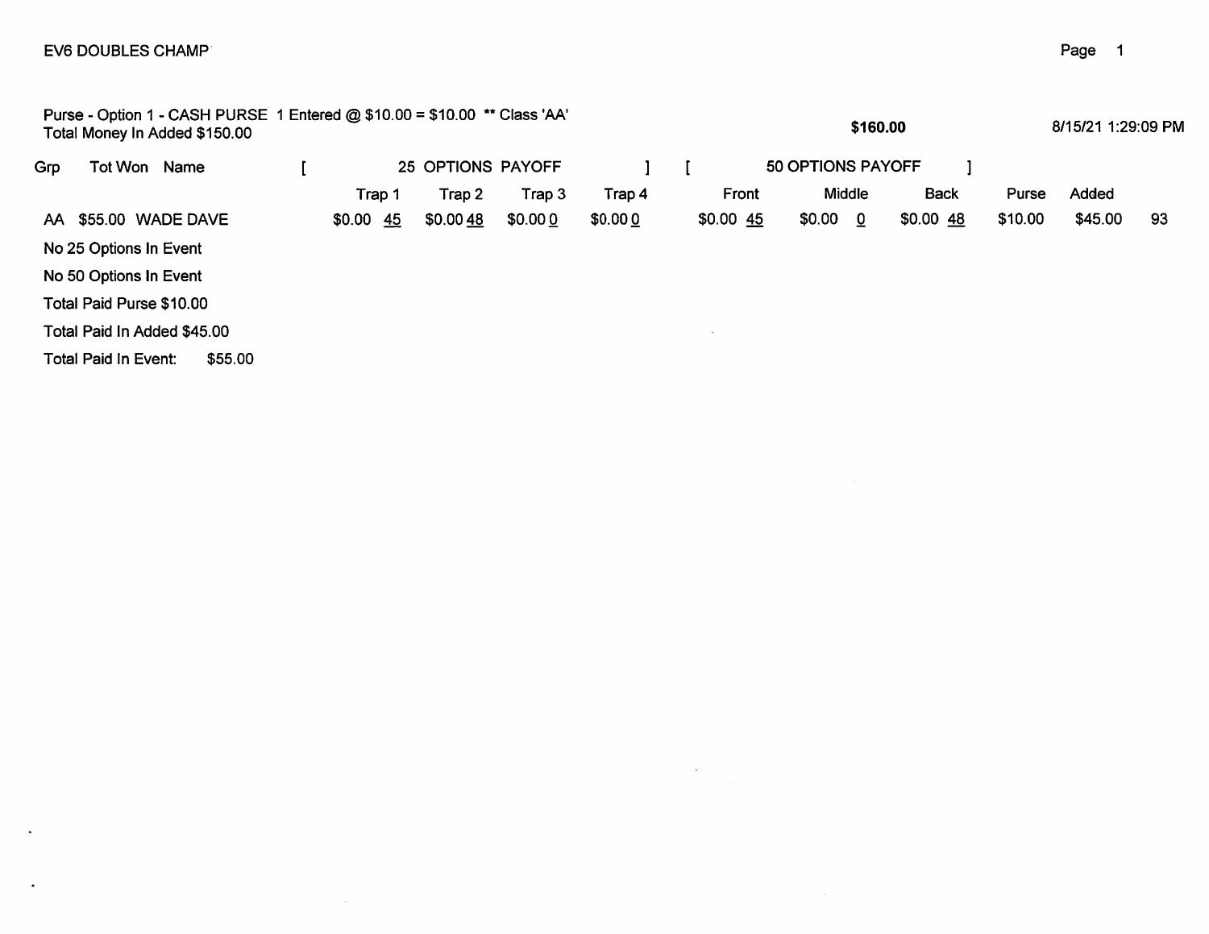EV6 DOUBLES CHAMP

Purse - Option 1 - CASH PURSE 1 Entered @ $10.00 = $10.00 ** Class 'AA'
Total Money In Added $150.00

**$160.00**

8/15/21 1:29:09 PM

| Grp | Tot Won | Name | [ 25 OPTIONS PAYOFF ] | | | | [ 50 OPTIONS PAYOFF ] | | | | | |
|---|---|---|---|---|---|---|---|---|---|---|---|---|
| | | | Trap 1 | Trap 2 | Trap 3 | Trap 4 | Front | Middle | Back | Purse | Added | |
| AA | $55.00 | WADE DAVE | $0.00 45 | $0.00 48 | $0.00 0 | $0.00 0 | $0.00 45 | $0.00 0 | $0.00 48 | $10.00 | $45.00 | 93 |

No 25 Options In Event

No 50 Options In Event

Total Paid Purse $10.00

Total Paid In Added $45.00

Total Paid In Event: $55.00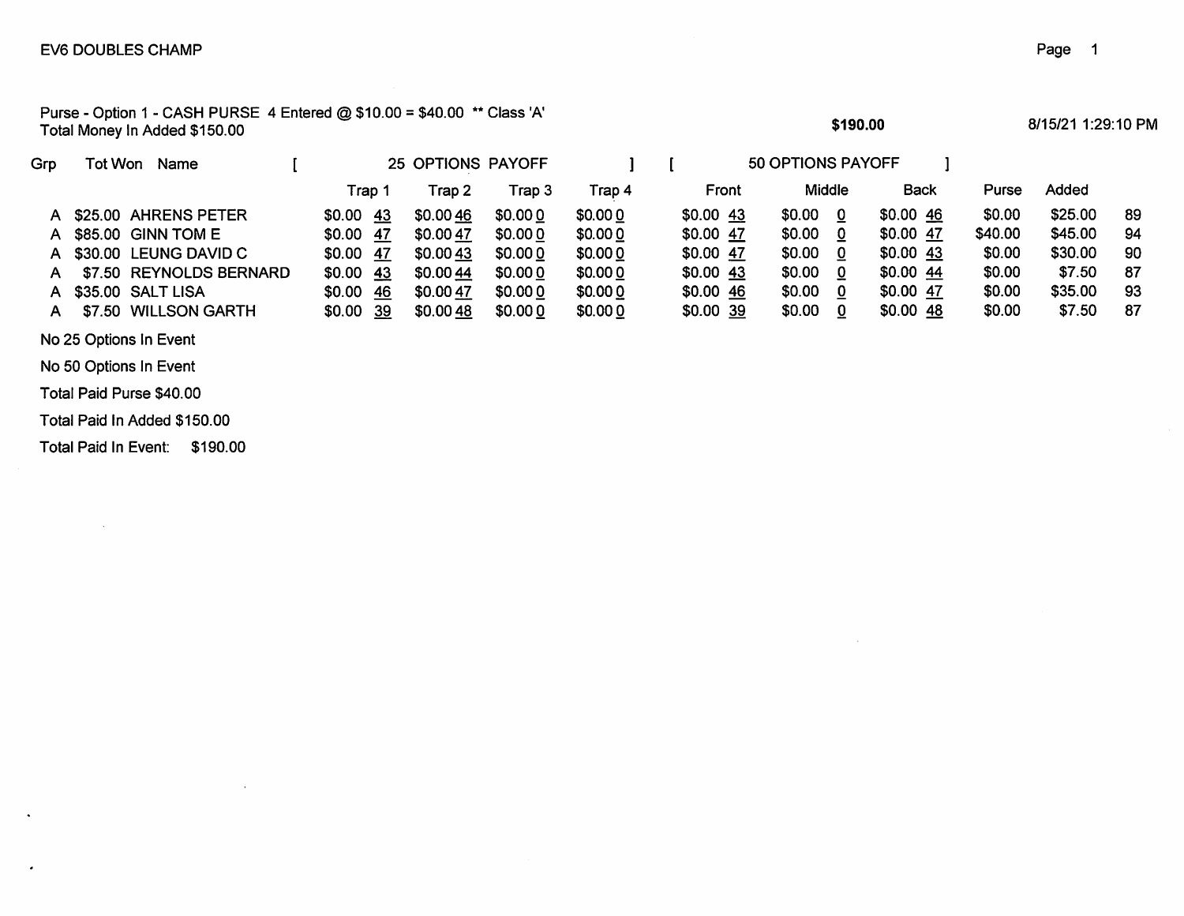EV6 DOUBLES CHAMP

Purse - Option 1 - CASH PURSE 4 Entered @ $10.00 = $40.00 ** Class 'A'
Total Money In Added $150.00

**$190.00**

8/15/21 1:29:10 PM

| Grp | Tot Won | Name | [ 25 OPTIONS PAYOFF | | | ] | [ 50 OPTIONS PAYOFF | | ] | | | |
|---|---|---|---|---|---|---|---|---|---|---|---|---|
| | | | Trap 1 | Trap 2 | Trap 3 | Trap 4 | Front | Middle | Back | Purse | Added | |
| A | $25.00 | AHRENS PETER | $0.00 43 | $0.00 46 | $0.00 0 | $0.00 0 | $0.00 43 | $0.00 0 | $0.00 46 | $0.00 | $25.00 | 89 |
| A | $85.00 | GINN TOM E | $0.00 47 | $0.00 47 | $0.00 0 | $0.00 0 | $0.00 47 | $0.00 0 | $0.00 47 | $40.00 | $45.00 | 94 |
| A | $30.00 | LEUNG DAVID C | $0.00 47 | $0.00 43 | $0.00 0 | $0.00 0 | $0.00 47 | $0.00 0 | $0.00 43 | $0.00 | $30.00 | 90 |
| A | $7.50 | REYNOLDS BERNARD | $0.00 43 | $0.00 44 | $0.00 0 | $0.00 0 | $0.00 43 | $0.00 0 | $0.00 44 | $0.00 | $7.50 | 87 |
| A | $35.00 | SALT LISA | $0.00 46 | $0.00 47 | $0.00 0 | $0.00 0 | $0.00 46 | $0.00 0 | $0.00 47 | $0.00 | $35.00 | 93 |
| A | $7.50 | WILLSON GARTH | $0.00 39 | $0.00 48 | $0.00 0 | $0.00 0 | $0.00 39 | $0.00 0 | $0.00 48 | $0.00 | $7.50 | 87 |

No 25 Options In Event

No 50 Options In Event

Total Paid Purse $40.00

Total Paid In Added $150.00

Total Paid In Event: $190.00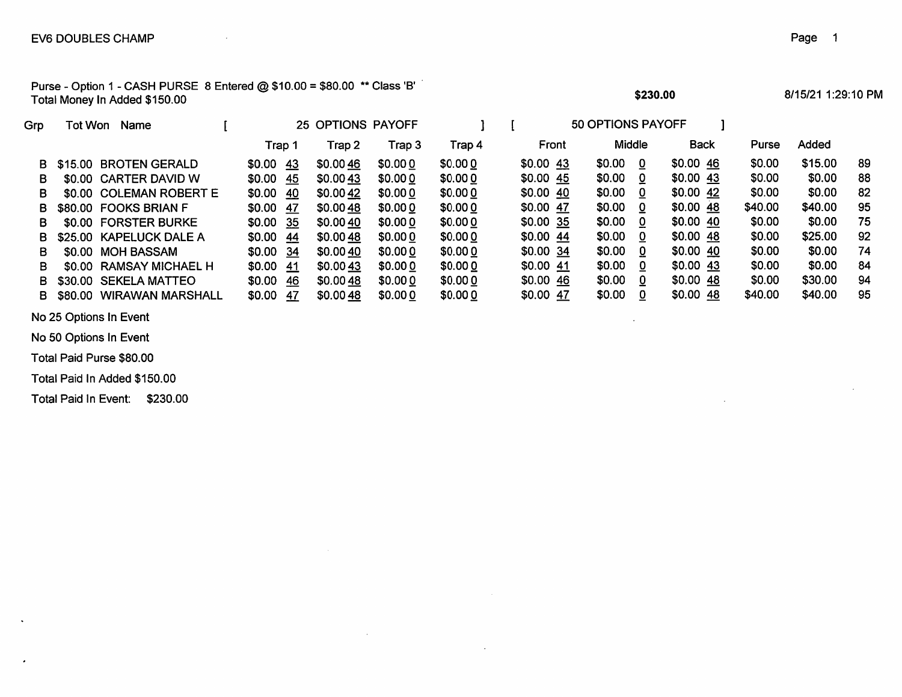EV6 DOUBLES CHAMP

Purse - Option 1 - CASH PURSE 8 Entered @ $10.00 = $80.00 ** Class 'B'
Total Money In Added $150.00

**$230.00**

8/15/21 1:29:10 PM

| Grp | Tot Won | Name | [ 25 OPTIONS PAYOFF | | | ] | [ 50 OPTIONS PAYOFF | | ] | | | |
|---|---|---|---|---|---|---|---|---|---|---|---|---|
| | | | Trap 1 | Trap 2 | Trap 3 | Trap 4 | Front | Middle | Back | Purse | Added | |
| B | $15.00 | BROTEN GERALD | $0.00 43 | $0.00 46 | $0.00 0 | $0.00 0 | $0.00 43 | $0.00 0 | $0.00 46 | $0.00 | $15.00 | 89 |
| B | $0.00 | CARTER DAVID W | $0.00 45 | $0.00 43 | $0.00 0 | $0.00 0 | $0.00 45 | $0.00 0 | $0.00 43 | $0.00 | $0.00 | 88 |
| B | $0.00 | COLEMAN ROBERT E | $0.00 40 | $0.00 42 | $0.00 0 | $0.00 0 | $0.00 40 | $0.00 0 | $0.00 42 | $0.00 | $0.00 | 82 |
| B | $80.00 | FOOKS BRIAN F | $0.00 47 | $0.00 48 | $0.00 0 | $0.00 0 | $0.00 47 | $0.00 0 | $0.00 48 | $40.00 | $40.00 | 95 |
| B | $0.00 | FORSTER BURKE | $0.00 35 | $0.00 40 | $0.00 0 | $0.00 0 | $0.00 35 | $0.00 0 | $0.00 40 | $0.00 | $0.00 | 75 |
| B | $25.00 | KAPELUCK DALE A | $0.00 44 | $0.00 48 | $0.00 0 | $0.00 0 | $0.00 44 | $0.00 0 | $0.00 48 | $0.00 | $25.00 | 92 |
| B | $0.00 | MOH BASSAM | $0.00 34 | $0.00 40 | $0.00 0 | $0.00 0 | $0.00 34 | $0.00 0 | $0.00 40 | $0.00 | $0.00 | 74 |
| B | $0.00 | RAMSAY MICHAEL H | $0.00 41 | $0.00 43 | $0.00 0 | $0.00 0 | $0.00 41 | $0.00 0 | $0.00 43 | $0.00 | $0.00 | 84 |
| B | $30.00 | SEKELA MATTEO | $0.00 46 | $0.00 48 | $0.00 0 | $0.00 0 | $0.00 46 | $0.00 0 | $0.00 48 | $0.00 | $30.00 | 94 |
| B | $80.00 | WIRAWAN MARSHALL | $0.00 47 | $0.00 48 | $0.00 0 | $0.00 0 | $0.00 47 | $0.00 0 | $0.00 48 | $40.00 | $40.00 | 95 |

No 25 Options In Event

No 50 Options In Event

Total Paid Purse $80.00

Total Paid In Added $150.00

Total Paid In Event: $230.00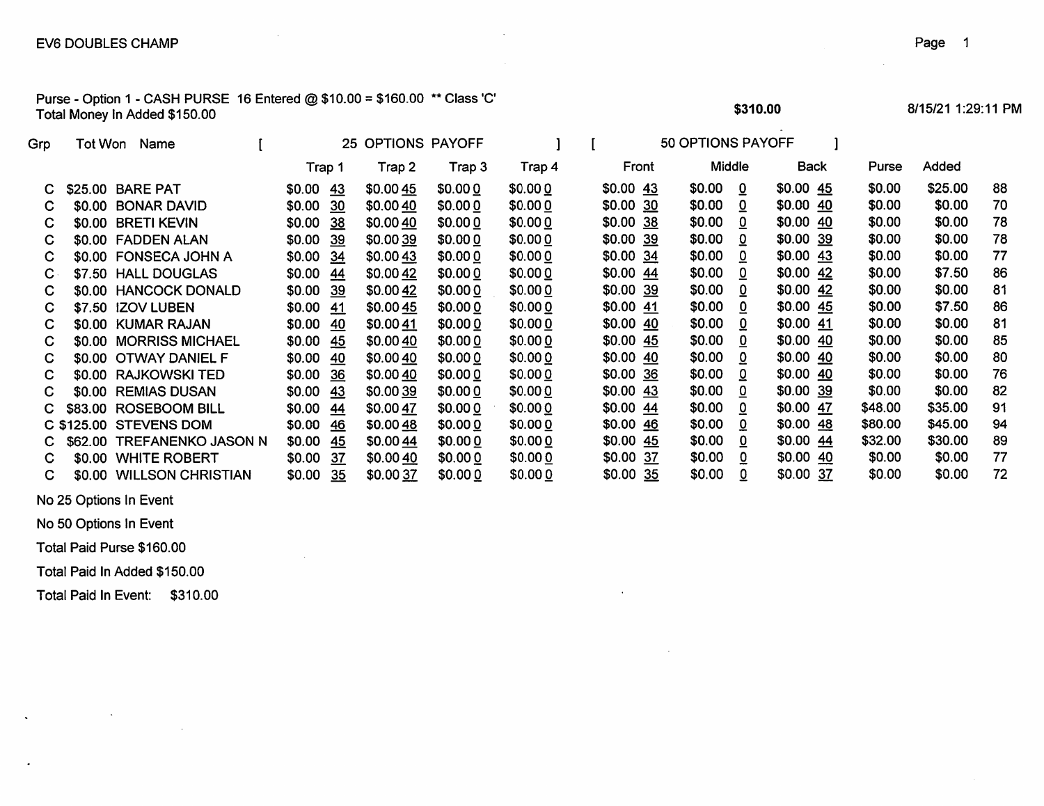EV6 DOUBLES CHAMP

Purse - Option 1 - CASH PURSE 16 Entered @ $10.00 = $160.00 ** Class 'C'
Total Money In Added $150.00

**$310.00**

8/15/21 1:29:11 PM

| Grp | Tot Won | Name | [ 25 OPTIONS PAYOFF | | | ] | [ 50 OPTIONS PAYOFF | | ] | | | |
|---|---|---|---|---|---|---|---|---|---|---|---|---|
| | | | Trap 1 | Trap 2 | Trap 3 | Trap 4 | Front | Middle | Back | Purse | Added | |
| C | $25.00 | BARE PAT | $0.00 43 | $0.00 45 | $0.00 0 | $0.00 0 | $0.00 43 | $0.00 0 | $0.00 45 | $0.00 | $25.00 | 88 |
| C | $0.00 | BONAR DAVID | $0.00 30 | $0.00 40 | $0.00 0 | $0.00 0 | $0.00 30 | $0.00 0 | $0.00 40 | $0.00 | $0.00 | 70 |
| C | $0.00 | BRETI KEVIN | $0.00 38 | $0.00 40 | $0.00 0 | $0.00 0 | $0.00 38 | $0.00 0 | $0.00 40 | $0.00 | $0.00 | 78 |
| C | $0.00 | FADDEN ALAN | $0.00 39 | $0.00 39 | $0.00 0 | $0.00 0 | $0.00 39 | $0.00 0 | $0.00 39 | $0.00 | $0.00 | 78 |
| C | $0.00 | FONSECA JOHN A | $0.00 34 | $0.00 43 | $0.00 0 | $0.00 0 | $0.00 34 | $0.00 0 | $0.00 43 | $0.00 | $0.00 | 77 |
| C | $7.50 | HALL DOUGLAS | $0.00 44 | $0.00 42 | $0.00 0 | $0.00 0 | $0.00 44 | $0.00 0 | $0.00 42 | $0.00 | $7.50 | 86 |
| C | $0.00 | HANCOCK DONALD | $0.00 39 | $0.00 42 | $0.00 0 | $0.00 0 | $0.00 39 | $0.00 0 | $0.00 42 | $0.00 | $0.00 | 81 |
| C | $7.50 | IZOV LUBEN | $0.00 41 | $0.00 45 | $0.00 0 | $0.00 0 | $0.00 41 | $0.00 0 | $0.00 45 | $0.00 | $7.50 | 86 |
| C | $0.00 | KUMAR RAJAN | $0.00 40 | $0.00 41 | $0.00 0 | $0.00 0 | $0.00 40 | $0.00 0 | $0.00 41 | $0.00 | $0.00 | 81 |
| C | $0.00 | MORRISS MICHAEL | $0.00 45 | $0.00 40 | $0.00 0 | $0.00 0 | $0.00 45 | $0.00 0 | $0.00 40 | $0.00 | $0.00 | 85 |
| C | $0.00 | OTWAY DANIEL F | $0.00 40 | $0.00 40 | $0.00 0 | $0.00 0 | $0.00 40 | $0.00 0 | $0.00 40 | $0.00 | $0.00 | 80 |
| C | $0.00 | RAJKOWSKI TED | $0.00 36 | $0.00 40 | $0.00 0 | $0.00 0 | $0.00 36 | $0.00 0 | $0.00 40 | $0.00 | $0.00 | 76 |
| C | $0.00 | REMIAS DUSAN | $0.00 43 | $0.00 39 | $0.00 0 | $0.00 0 | $0.00 43 | $0.00 0 | $0.00 39 | $0.00 | $0.00 | 82 |
| C | $83.00 | ROSEBOOM BILL | $0.00 44 | $0.00 47 | $0.00 0 | $0.00 0 | $0.00 44 | $0.00 0 | $0.00 47 | $48.00 | $35.00 | 91 |
| C | $125.00 | STEVENS DOM | $0.00 46 | $0.00 48 | $0.00 0 | $0.00 0 | $0.00 46 | $0.00 0 | $0.00 48 | $80.00 | $45.00 | 94 |
| C | $62.00 | TREFANENKO JASON N | $0.00 45 | $0.00 44 | $0.00 0 | $0.00 0 | $0.00 45 | $0.00 0 | $0.00 44 | $32.00 | $30.00 | 89 |
| C | $0.00 | WHITE ROBERT | $0.00 37 | $0.00 40 | $0.00 0 | $0.00 0 | $0.00 37 | $0.00 0 | $0.00 40 | $0.00 | $0.00 | 77 |
| C | $0.00 | WILLSON CHRISTIAN | $0.00 35 | $0.00 37 | $0.00 0 | $0.00 0 | $0.00 35 | $0.00 0 | $0.00 37 | $0.00 | $0.00 | 72 |

No 25 Options In Event

No 50 Options In Event

Total Paid Purse $160.00

Total Paid In Added $150.00

Total Paid In Event: $310.00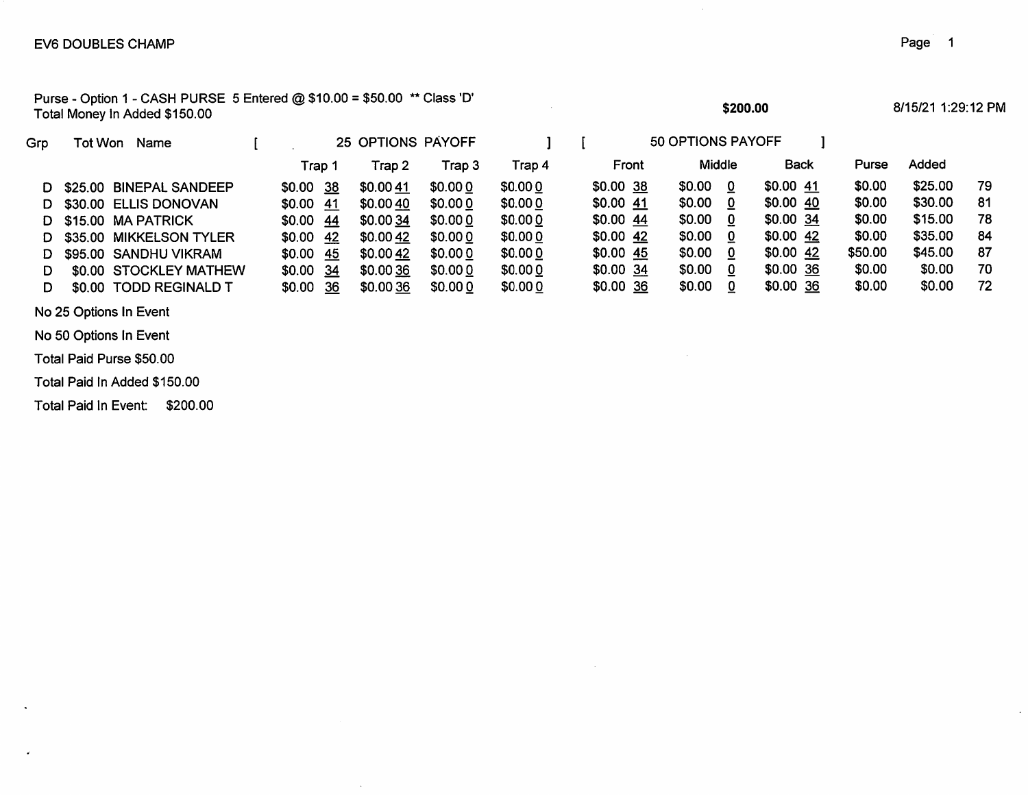EV6 DOUBLES CHAMP

Purse - Option 1 - CASH PURSE 5 Entered @ $10.00 = $50.00 ** Class 'D'
Total Money In Added $150.00

**$200.00**

8/15/21 1:29:12 PM

| Grp | Tot Won | Name | 25 OPTIONS PAYOFF | | | | 50 OPTIONS PAYOFF | | | | | |
|---|---|---|---|---|---|---|---|---|---|---|---|---|
| | | | Trap 1 | Trap 2 | Trap 3 | Trap 4 | Front | Middle | Back | Purse | Added | |
| D | $25.00 | BINEPAL SANDEEP | $0.00 38 | $0.00 41 | $0.00 0 | $0.00 0 | $0.00 38 | $0.00 0 | $0.00 41 | $0.00 | $25.00 | 79 |
| D | $30.00 | ELLIS DONOVAN | $0.00 41 | $0.00 40 | $0.00 0 | $0.00 0 | $0.00 41 | $0.00 0 | $0.00 40 | $0.00 | $30.00 | 81 |
| D | $15.00 | MA PATRICK | $0.00 44 | $0.00 34 | $0.00 0 | $0.00 0 | $0.00 44 | $0.00 0 | $0.00 34 | $0.00 | $15.00 | 78 |
| D | $35.00 | MIKKELSON TYLER | $0.00 42 | $0.00 42 | $0.00 0 | $0.00 0 | $0.00 42 | $0.00 0 | $0.00 42 | $0.00 | $35.00 | 84 |
| D | $95.00 | SANDHU VIKRAM | $0.00 45 | $0.00 42 | $0.00 0 | $0.00 0 | $0.00 45 | $0.00 0 | $0.00 42 | $50.00 | $45.00 | 87 |
| D | $0.00 | STOCKLEY MATHEW | $0.00 34 | $0.00 36 | $0.00 0 | $0.00 0 | $0.00 34 | $0.00 0 | $0.00 36 | $0.00 | $0.00 | 70 |
| D | $0.00 | TODD REGINALD T | $0.00 36 | $0.00 36 | $0.00 0 | $0.00 0 | $0.00 36 | $0.00 0 | $0.00 36 | $0.00 | $0.00 | 72 |

No 25 Options In Event

No 50 Options In Event

Total Paid Purse $50.00

Total Paid In Added $150.00

Total Paid In Event: $200.00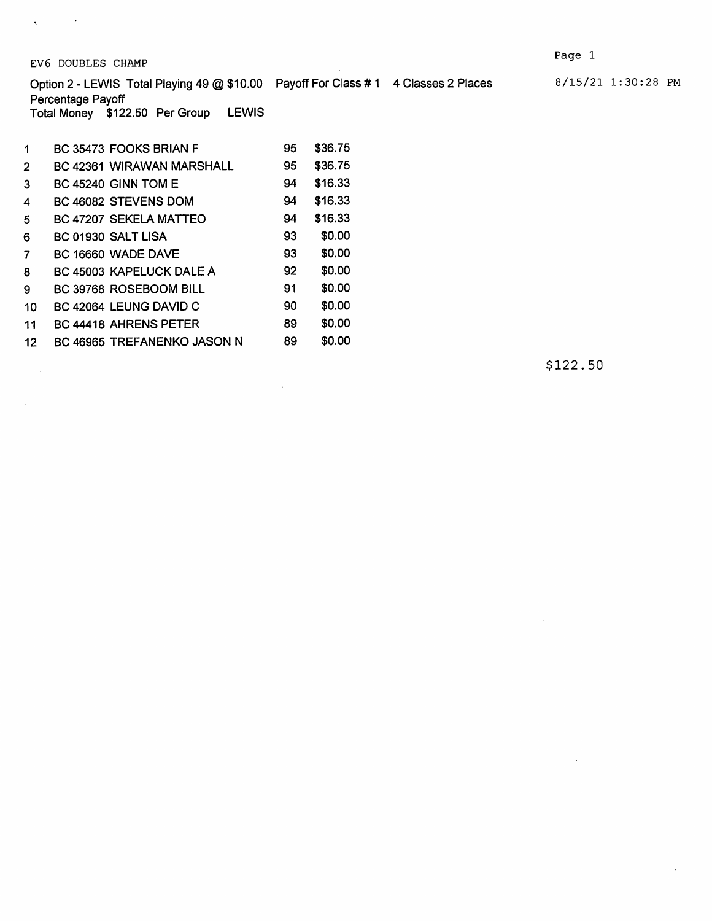EV6 DOUBLES CHAMP

Option 2 - LEWIS Total Playing 49 @ $10.00 Payoff For Class # 1 4 Classes 2 Places 8/15/21 1:30:28 PM

Percentage Payoff

Total Money $122.50 Per Group LEWIS

| | | | |
|---|---|---|---|
| 1 | BC 35473 FOOKS BRIAN F | 95 | $36.75 |
| 2 | BC 42361 WIRAWAN MARSHALL | 95 | $36.75 |
| 3 | BC 45240 GINN TOM E | 94 | $16.33 |
| 4 | BC 46082 STEVENS DOM | 94 | $16.33 |
| 5 | BC 47207 SEKELA MATTEO | 94 | $16.33 |
| 6 | BC 01930 SALT LISA | 93 | $0.00 |
| 7 | BC 16660 WADE DAVE | 93 | $0.00 |
| 8 | BC 45003 KAPELUCK DALE A | 92 | $0.00 |
| 9 | BC 39768 ROSEBOOM BILL | 91 | $0.00 |
| 10 | BC 42064 LEUNG DAVID C | 90 | $0.00 |
| 11 | BC 44418 AHRENS PETER | 89 | $0.00 |
| 12 | BC 46965 TREFANENKO JASON N | 89 | $0.00 |

$122.50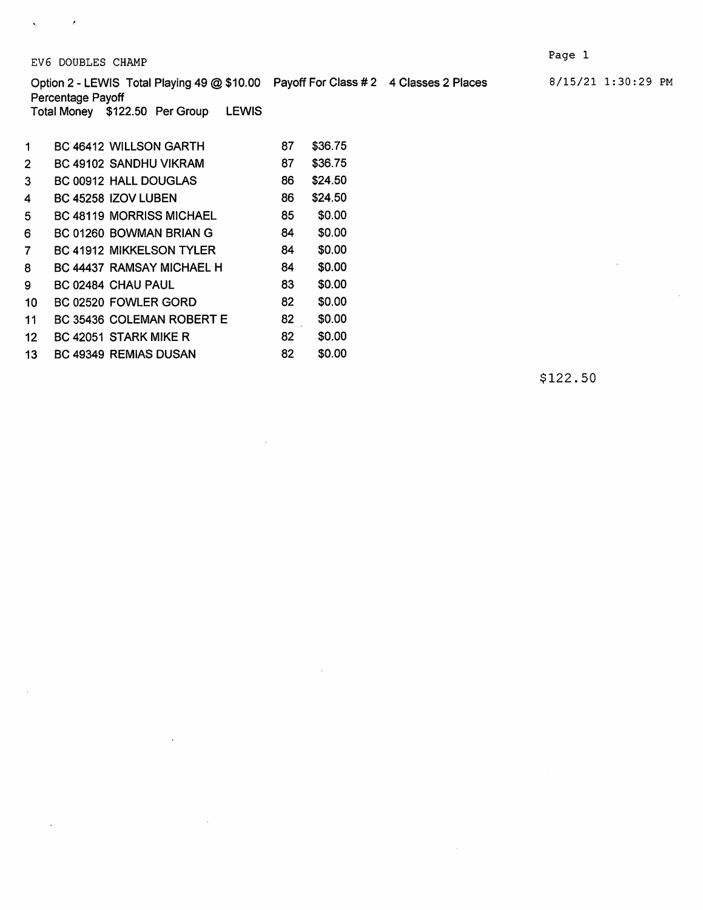EV6 DOUBLES CHAMP

8/15/21 1:30:29 PM

Option 2 - LEWIS Total Playing 49 @ $10.00 Payoff For Class # 2 4 Classes 2 Places
Percentage Payoff
Total Money $122.50 Per Group LEWIS

| | | | |
|---|---|---|---|
| 1 | BC 46412 WILLSON GARTH | 87 | $36.75 |
| 2 | BC 49102 SANDHU VIKRAM | 87 | $36.75 |
| 3 | BC 00912 HALL DOUGLAS | 86 | $24.50 |
| 4 | BC 45258 IZOV LUBEN | 86 | $24.50 |
| 5 | BC 48119 MORRISS MICHAEL | 85 | $0.00 |
| 6 | BC 01260 BOWMAN BRIAN G | 84 | $0.00 |
| 7 | BC 41912 MIKKELSON TYLER | 84 | $0.00 |
| 8 | BC 44437 RAMSAY MICHAEL H | 84 | $0.00 |
| 9 | BC 02484 CHAU PAUL | 83 | $0.00 |
| 10 | BC 02520 FOWLER GORD | 82 | $0.00 |
| 11 | BC 35436 COLEMAN ROBERT E | 82 | $0.00 |
| 12 | BC 42051 STARK MIKE R | 82 | $0.00 |
| 13 | BC 49349 REMIAS DUSAN | 82 | $0.00 |

$122.50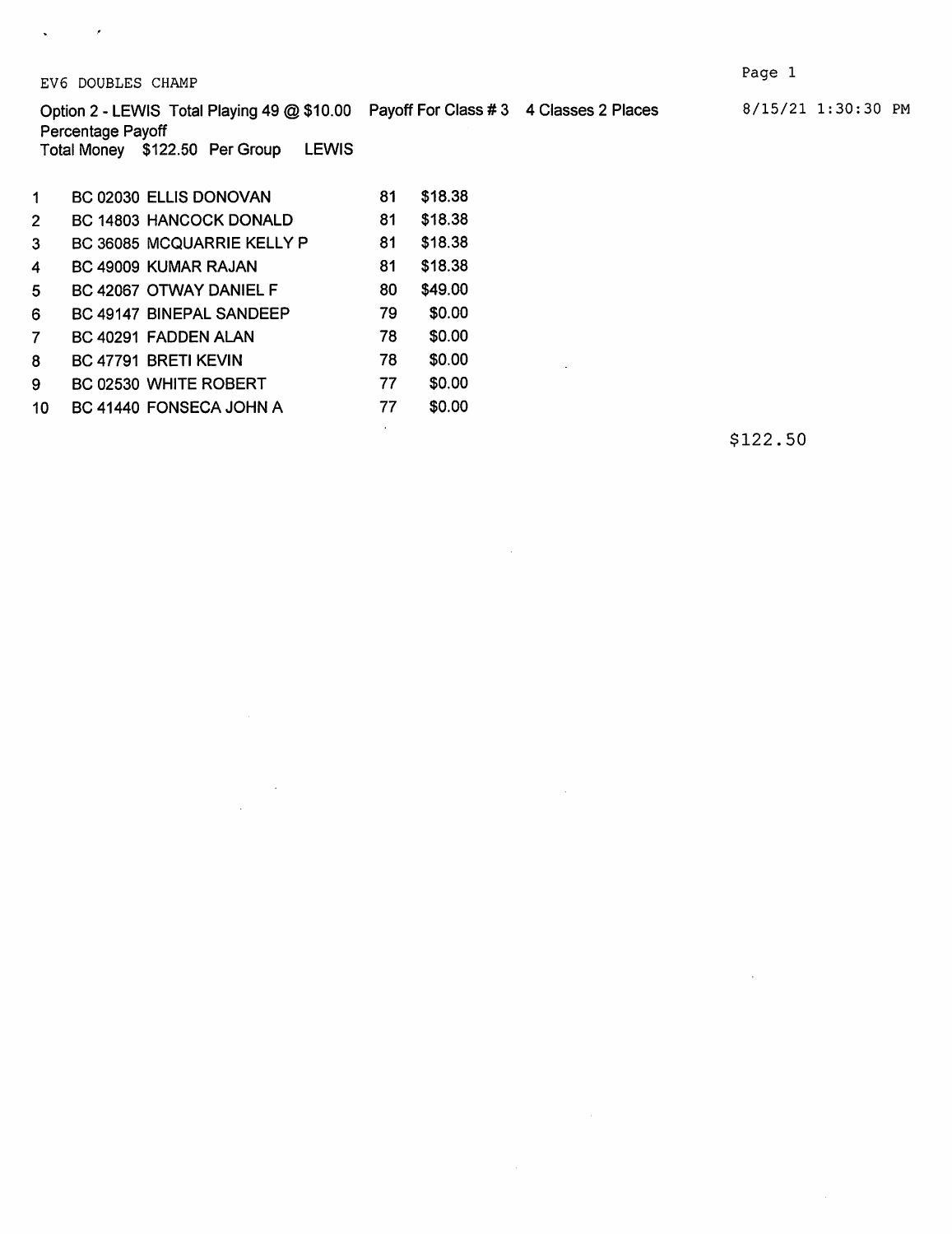EV6 DOUBLES CHAMP

Option 2 - LEWIS Total Playing 49 @ $10.00 Payoff For Class # 3 4 Classes 2 Places

8/15/21 1:30:30 PM

Percentage Payoff

Total Money $122.50 Per Group LEWIS

| | | | |
|---|---|---|---|
| 1 | BC 02030 ELLIS DONOVAN | 81 | $18.38 |
| 2 | BC 14803 HANCOCK DONALD | 81 | $18.38 |
| 3 | BC 36085 MCQUARRIE KELLY P | 81 | $18.38 |
| 4 | BC 49009 KUMAR RAJAN | 81 | $18.38 |
| 5 | BC 42067 OTWAY DANIEL F | 80 | $49.00 |
| 6 | BC 49147 BINEPAL SANDEEP | 79 | $0.00 |
| 7 | BC 40291 FADDEN ALAN | 78 | $0.00 |
| 8 | BC 47791 BRETI KEVIN | 78 | $0.00 |
| 9 | BC 02530 WHITE ROBERT | 77 | $0.00 |
| 10 | BC 41440 FONSECA JOHN A | 77 | $0.00 |

$122.50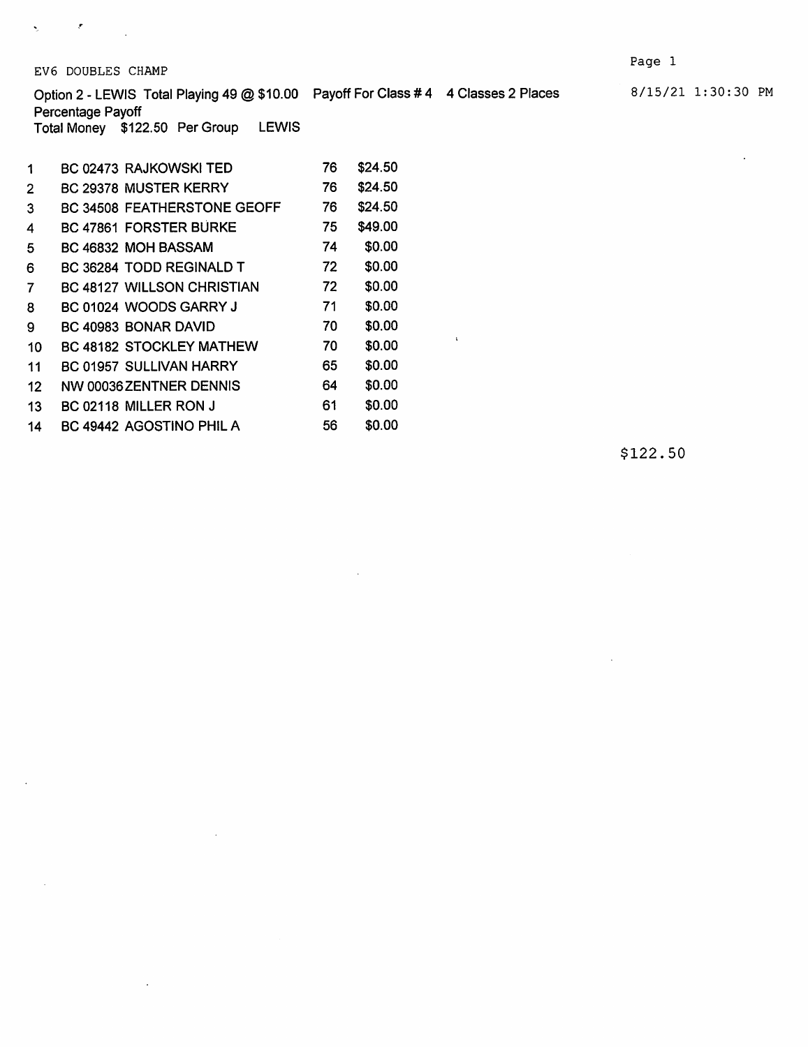EV6 DOUBLES CHAMP

Option 2 - LEWIS Total Playing 49 @ $10.00 Payoff For Class # 4 4 Classes 2 Places

8/15/21 1:30:30 PM

Percentage Payoff

Total Money $122.50 Per Group LEWIS

| | | | |
|---|---|---|---|
| 1 | BC 02473 RAJKOWSKI TED | 76 | $24.50 |
| 2 | BC 29378 MUSTER KERRY | 76 | $24.50 |
| 3 | BC 34508 FEATHERSTONE GEOFF | 76 | $24.50 |
| 4 | BC 47861 FORSTER BURKE | 75 | $49.00 |
| 5 | BC 46832 MOH BASSAM | 74 | $0.00 |
| 6 | BC 36284 TODD REGINALD T | 72 | $0.00 |
| 7 | BC 48127 WILLSON CHRISTIAN | 72 | $0.00 |
| 8 | BC 01024 WOODS GARRY J | 71 | $0.00 |
| 9 | BC 40983 BONAR DAVID | 70 | $0.00 |
| 10 | BC 48182 STOCKLEY MATHEW | 70 | $0.00 |
| 11 | BC 01957 SULLIVAN HARRY | 65 | $0.00 |
| 12 | NW 00036 ZENTNER DENNIS | 64 | $0.00 |
| 13 | BC 02118 MILLER RON J | 61 | $0.00 |
| 14 | BC 49442 AGOSTINO PHIL A | 56 | $0.00 |

$122.50